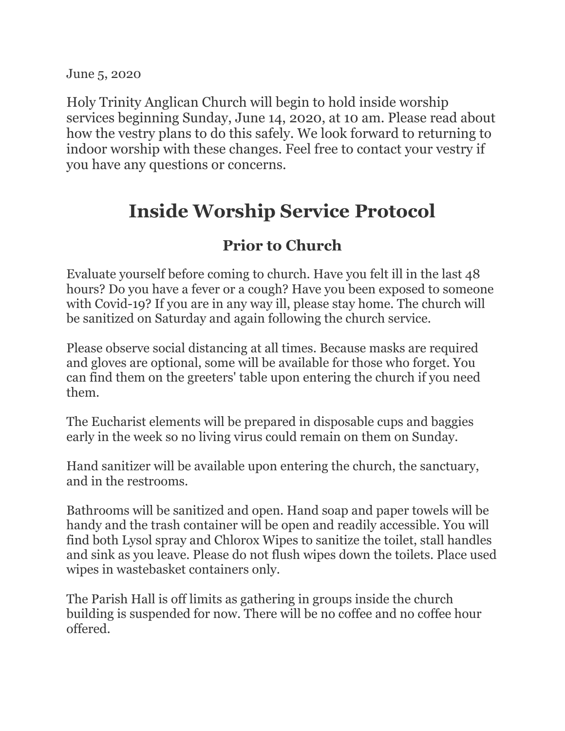June 5, 2020

Holy Trinity Anglican Church will begin to hold inside worship services beginning Sunday, June 14, 2020, at 10 am. Please read about how the vestry plans to do this safely. We look forward to returning to indoor worship with these changes. Feel free to contact your vestry if you have any questions or concerns.

# Inside Worship Service Protocol

## Prior to Church

Evaluate yourself before coming to church. Have you felt ill in the last 48 hours? Do you have a fever or a cough? Have you been exposed to someone with Covid-19? If you are in any way ill, please stay home. The church will be sanitized on Saturday and again following the church service.

Please observe social distancing at all times. Because masks are required and gloves are optional, some will be available for those who forget. You can find them on the greeters' table upon entering the church if you need them.

The Eucharist elements will be prepared in disposable cups and baggies early in the week so no living virus could remain on them on Sunday.

Hand sanitizer will be available upon entering the church, the sanctuary, and in the restrooms.

Bathrooms will be sanitized and open. Hand soap and paper towels will be handy and the trash container will be open and readily accessible. You will find both Lysol spray and Chlorox Wipes to sanitize the toilet, stall handles and sink as you leave. Please do not flush wipes down the toilets. Place used wipes in wastebasket containers only.

The Parish Hall is off limits as gathering in groups inside the church building is suspended for now. There will be no coffee and no coffee hour offered.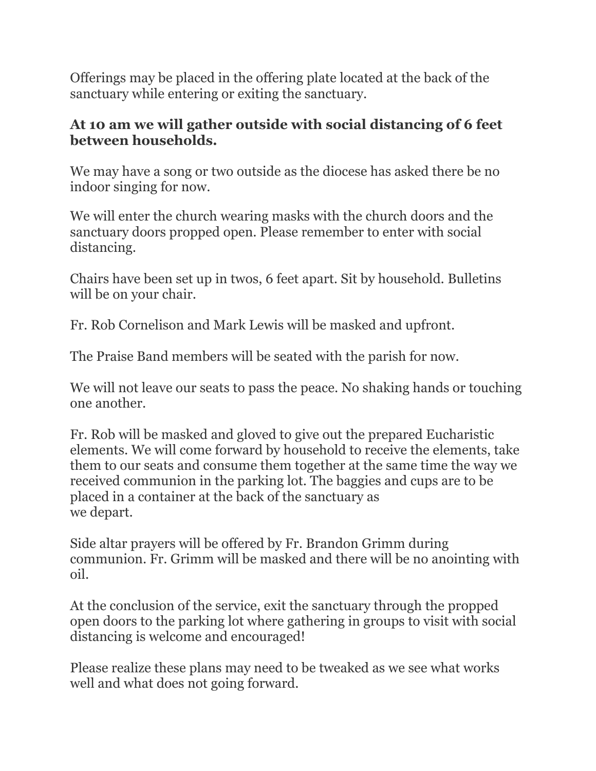Offerings may be placed in the offering plate located at the back of the sanctuary while entering or exiting the sanctuary.

**At 10 am we will gather outside with social distancing of 6 feet between households.**

We may have a song or two outside as the diocese has asked there be no indoor singing for now.

We will enter the church wearing masks with the church doors and the sanctuary doors propped open. Please remember to enter with social distancing.

Chairs have been set up in twos, 6 feet apart. Sit by household. Bulletins will be on your chair.

Fr. Rob Cornelison and Mark Lewis will be masked and upfront.

The Praise Band members will be seated with the parish for now.

We will not leave our seats to pass the peace. No shaking hands or touching one another.

Fr. Rob will be masked and gloved to give out the prepared Eucharistic elements. We will come forward by household to receive the elements, take them to our seats and consume them together at the same time the way we received communion in the parking lot. The baggies and cups are to be placed in a container at the back of the sanctuary as we depart.

Side altar prayers will be offered by Fr. Brandon Grimm during communion. Fr. Grimm will be masked and there will be no anointing with oil.

At the conclusion of the service, exit the sanctuary through the propped open doors to the parking lot where gathering in groups to visit with social distancing is welcome and encouraged!

Please realize these plans may need to be tweaked as we see what works well and what does not going forward.